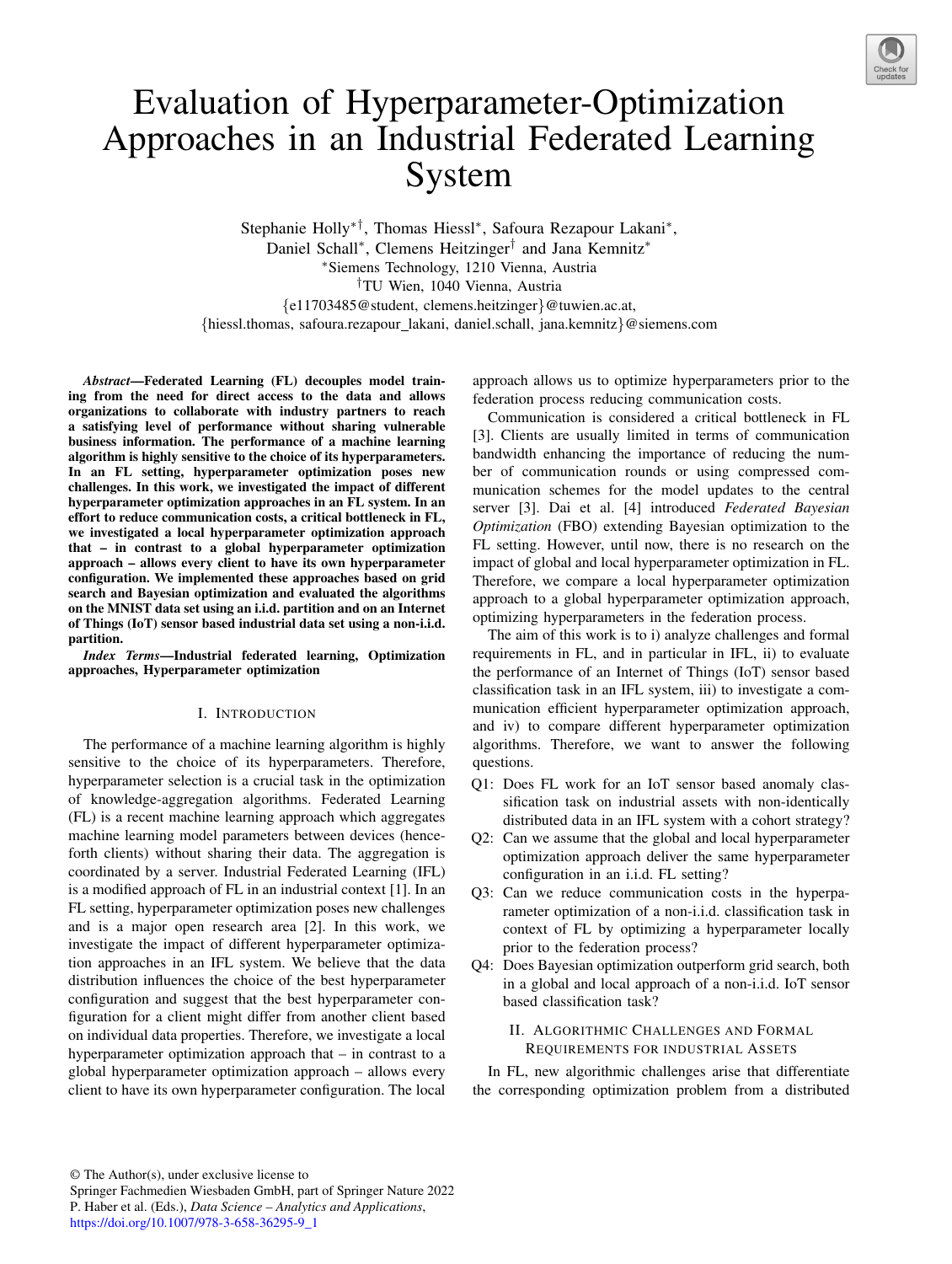# Evaluation of Hyperparameter-Optimization Approaches in an Industrial Federated Learning System

Stephanie Holly*†, Thomas Hiessl*, Safoura Rezapour Lakani*, Daniel Schall*, Clemens Heitzinger† and Jana Kemnitz*

*Siemens Technology, 1210 Vienna, Austria

†TU Wien, 1040 Vienna, Austria

{e11703485@student, clemens.heitzinger}@tuwien.ac.at,

{hiessl.thomas, safoura.rezapour_lakani, daniel.schall, jana.kemnitz}@siemens.com

***Abstract*—Federated Learning (FL) decouples model training from the need for direct access to the data and allows organizations to collaborate with industry partners to reach a satisfying level of performance without sharing vulnerable business information. The performance of a machine learning algorithm is highly sensitive to the choice of its hyperparameters. In an FL setting, hyperparameter optimization poses new challenges. In this work, we investigated the impact of different hyperparameter optimization approaches in an FL system. In an effort to reduce communication costs, a critical bottleneck in FL, we investigated a local hyperparameter optimization approach that – in contrast to a global hyperparameter optimization approach – allows every client to have its own hyperparameter configuration. We implemented these approaches based on grid search and Bayesian optimization and evaluated the algorithms on the MNIST data set using an i.i.d. partition and on an Internet of Things (IoT) sensor based industrial data set using a non-i.i.d. partition.**

***Index Terms*—Industrial federated learning, Optimization approaches, Hyperparameter optimization**

## I. Introduction

The performance of a machine learning algorithm is highly sensitive to the choice of its hyperparameters. Therefore, hyperparameter selection is a crucial task in the optimization of knowledge-aggregation algorithms. Federated Learning (FL) is a recent machine learning approach which aggregates machine learning model parameters between devices (henceforth clients) without sharing their data. The aggregation is coordinated by a server. Industrial Federated Learning (IFL) is a modified approach of FL in an industrial context [1]. In an FL setting, hyperparameter optimization poses new challenges and is a major open research area [2]. In this work, we investigate the impact of different hyperparameter optimization approaches in an IFL system. We believe that the data distribution influences the choice of the best hyperparameter configuration and suggest that the best hyperparameter configuration for a client might differ from another client based on individual data properties. Therefore, we investigate a local hyperparameter optimization approach that – in contrast to a global hyperparameter optimization approach – allows every client to have its own hyperparameter configuration. The local approach allows us to optimize hyperparameters prior to the federation process reducing communication costs.

Communication is considered a critical bottleneck in FL [3]. Clients are usually limited in terms of communication bandwidth enhancing the importance of reducing the number of communication rounds or using compressed communication schemes for the model updates to the central server [3]. Dai et al. [4] introduced *Federated Bayesian Optimization* (FBO) extending Bayesian optimization to the FL setting. However, until now, there is no research on the impact of global and local hyperparameter optimization in FL. Therefore, we compare a local hyperparameter optimization approach to a global hyperparameter optimization approach, optimizing hyperparameters in the federation process.

The aim of this work is to i) analyze challenges and formal requirements in FL, and in particular in IFL, ii) to evaluate the performance of an Internet of Things (IoT) sensor based classification task in an IFL system, iii) to investigate a communication efficient hyperparameter optimization approach, and iv) to compare different hyperparameter optimization algorithms. Therefore, we want to answer the following questions.

- Q1: Does FL work for an IoT sensor based anomaly classification task on industrial assets with non-identically distributed data in an IFL system with a cohort strategy?
- Q2: Can we assume that the global and local hyperparameter optimization approach deliver the same hyperparameter configuration in an i.i.d. FL setting?
- Q3: Can we reduce communication costs in the hyperparameter optimization of a non-i.i.d. classification task in context of FL by optimizing a hyperparameter locally prior to the federation process?
- Q4: Does Bayesian optimization outperform grid search, both in a global and local approach of a non-i.i.d. IoT sensor based classification task?

## II. Algorithmic Challenges and Formal Requirements for Industrial Assets

In FL, new algorithmic challenges arise that differentiate the corresponding optimization problem from a distributed

© The Author(s), under exclusive license to Springer Fachmedien Wiesbaden GmbH, part of Springer Nature 2022
P. Haber et al. (Eds.), *Data Science – Analytics and Applications*,
https://doi.org/10.1007/978-3-658-36295-9_1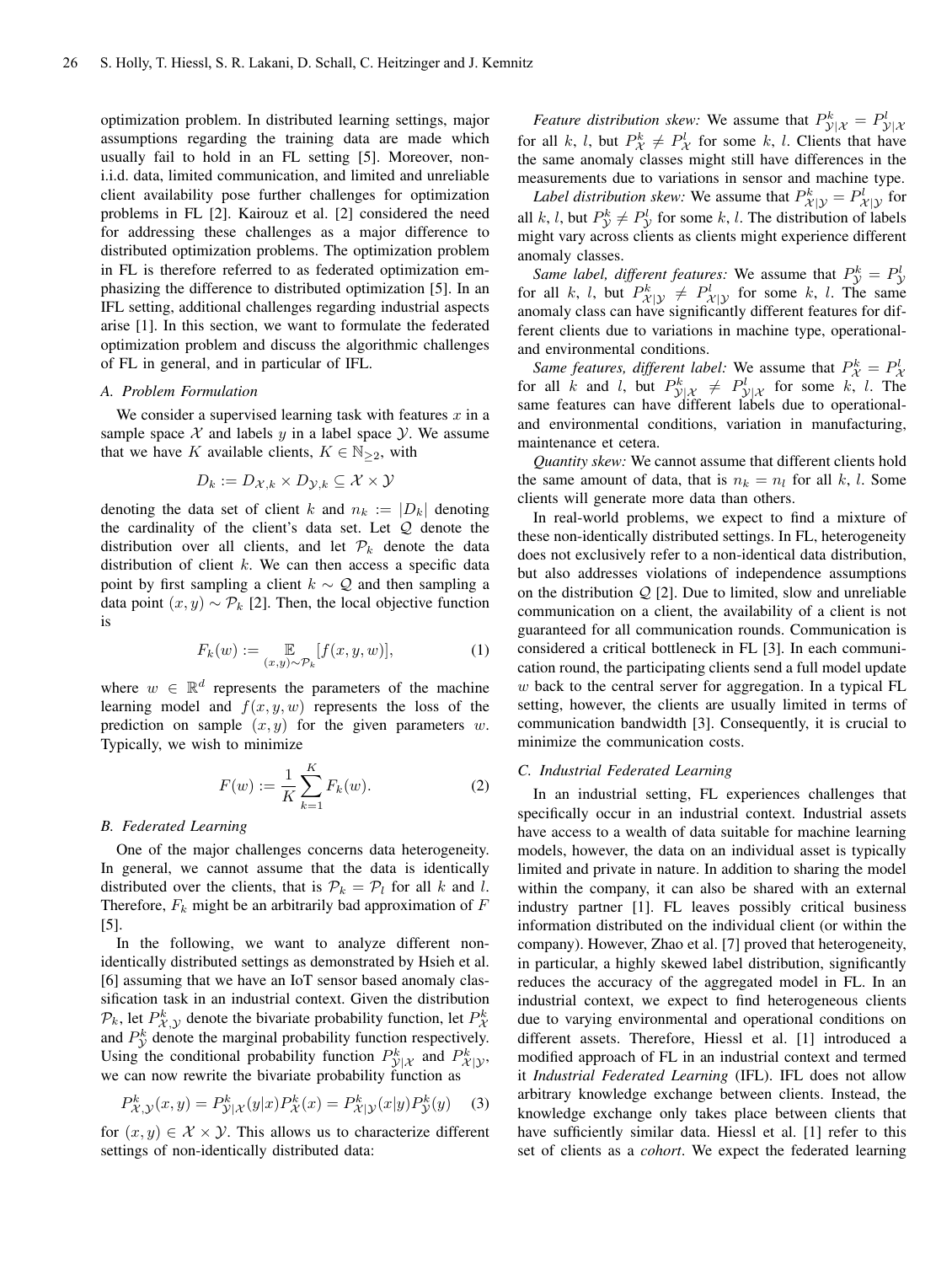optimization problem. In distributed learning settings, major assumptions regarding the training data are made which usually fail to hold in an FL setting [5]. Moreover, non-i.i.d. data, limited communication, and limited and unreliable client availability pose further challenges for optimization problems in FL [2]. Kairouz et al. [2] considered the need for addressing these challenges as a major difference to distributed optimization problems. The optimization problem in FL is therefore referred to as federated optimization emphasizing the difference to distributed optimization [5]. In an IFL setting, additional challenges regarding industrial aspects arise [1]. In this section, we want to formulate the federated optimization problem and discuss the algorithmic challenges of FL in general, and in particular of IFL.

### A. Problem Formulation

We consider a supervised learning task with features $x$ in a sample space $\mathcal{X}$ and labels $y$ in a label space $\mathcal{Y}$. We assume that we have $K$ available clients, $K \in \mathbb{N}_{\geq 2}$, with

$$D_k := D_{\mathcal{X},k} \times D_{\mathcal{Y},k} \subseteq \mathcal{X} \times \mathcal{Y}$$

denoting the data set of client $k$ and $n_k := |D_k|$ denoting the cardinality of the client's data set. Let $\mathcal{Q}$ denote the distribution over all clients, and let $\mathcal{P}_k$ denote the data distribution of client $k$. We can then access a specific data point by first sampling a client $k \sim \mathcal{Q}$ and then sampling a data point $(x, y) \sim \mathcal{P}_k$ [2]. Then, the local objective function is

$$F_k(w) := \mathop{\mathbb{E}}_{(x,y)\sim\mathcal{P}_k}[f(x, y, w)], \tag{1}$$

where $w \in \mathbb{R}^d$ represents the parameters of the machine learning model and $f(x, y, w)$ represents the loss of the prediction on sample $(x, y)$ for the given parameters $w$. Typically, we wish to minimize

$$F(w) := \frac{1}{K}\sum_{k=1}^{K} F_k(w). \tag{2}$$

### B. Federated Learning

One of the major challenges concerns data heterogeneity. In general, we cannot assume that the data is identically distributed over the clients, that is $\mathcal{P}_k = \mathcal{P}_l$ for all $k$ and $l$. Therefore, $F_k$ might be an arbitrarily bad approximation of $F$ [5].

In the following, we want to analyze different non-identically distributed settings as demonstrated by Hsieh et al. [6] assuming that we have an IoT sensor based anomaly classification task in an industrial context. Given the distribution $\mathcal{P}_k$, let $P^k_{\mathcal{X},\mathcal{Y}}$ denote the bivariate probability function, let $P^k_{\mathcal{X}}$ and $P^k_{\mathcal{Y}}$ denote the marginal probability function respectively. Using the conditional probability function $P^k_{\mathcal{Y}|\mathcal{X}}$ and $P^k_{\mathcal{X}|\mathcal{Y}}$, we can now rewrite the bivariate probability function as

$$P^k_{\mathcal{X},\mathcal{Y}}(x, y) = P^k_{\mathcal{Y}|\mathcal{X}}(y|x)P^k_{\mathcal{X}}(x) = P^k_{\mathcal{X}|\mathcal{Y}}(x|y)P^k_{\mathcal{Y}}(y) \tag{3}$$

for $(x, y) \in \mathcal{X} \times \mathcal{Y}$. This allows us to characterize different settings of non-identically distributed data:

*Feature distribution skew:* We assume that $P^k_{\mathcal{Y}|\mathcal{X}} = P^l_{\mathcal{Y}|\mathcal{X}}$ for all $k$, $l$, but $P^k_{\mathcal{X}} \neq P^l_{\mathcal{X}}$ for some $k$, $l$. Clients that have the same anomaly classes might still have differences in the measurements due to variations in sensor and machine type.

*Label distribution skew:* We assume that $P^k_{\mathcal{X}|\mathcal{Y}} = P^l_{\mathcal{X}|\mathcal{Y}}$ for all $k$, $l$, but $P^k_{\mathcal{Y}} \neq P^l_{\mathcal{Y}}$ for some $k$, $l$. The distribution of labels might vary across clients as clients might experience different anomaly classes.

*Same label, different features:* We assume that $P^k_{\mathcal{Y}} = P^l_{\mathcal{Y}}$ for all $k$, $l$, but $P^k_{\mathcal{X}|\mathcal{Y}} \neq P^l_{\mathcal{X}|\mathcal{Y}}$ for some $k$, $l$. The same anomaly class can have significantly different features for different clients due to variations in machine type, operational- and environmental conditions.

*Same features, different label:* We assume that $P^k_{\mathcal{X}} = P^l_{\mathcal{X}}$ for all $k$ and $l$, but $P^k_{\mathcal{Y}|\mathcal{X}} \neq P^l_{\mathcal{Y}|\mathcal{X}}$ for some $k$, $l$. The same features can have different labels due to operational- and environmental conditions, variation in manufacturing, maintenance et cetera.

*Quantity skew:* We cannot assume that different clients hold the same amount of data, that is $n_k = n_l$ for all $k$, $l$. Some clients will generate more data than others.

In real-world problems, we expect to find a mixture of these non-identically distributed settings. In FL, heterogeneity does not exclusively refer to a non-identical data distribution, but also addresses violations of independence assumptions on the distribution $\mathcal{Q}$ [2]. Due to limited, slow and unreliable communication on a client, the availability of a client is not guaranteed for all communication rounds. Communication is considered a critical bottleneck in FL [3]. In each communication round, the participating clients send a full model update $w$ back to the central server for aggregation. In a typical FL setting, however, the clients are usually limited in terms of communication bandwidth [3]. Consequently, it is crucial to minimize the communication costs.

### C. Industrial Federated Learning

In an industrial setting, FL experiences challenges that specifically occur in an industrial context. Industrial assets have access to a wealth of data suitable for machine learning models, however, the data on an individual asset is typically limited and private in nature. In addition to sharing the model within the company, it can also be shared with an external industry partner [1]. FL leaves possibly critical business information distributed on the individual client (or within the company). However, Zhao et al. [7] proved that heterogeneity, in particular, a highly skewed label distribution, significantly reduces the accuracy of the aggregated model in FL. In an industrial context, we expect to find heterogeneous clients due to varying environmental and operational conditions on different assets. Therefore, Hiessl et al. [1] introduced a modified approach of FL in an industrial context and termed it *Industrial Federated Learning* (IFL). IFL does not allow arbitrary knowledge exchange between clients. Instead, the knowledge exchange only takes place between clients that have sufficiently similar data. Hiessl et al. [1] refer to this set of clients as a *cohort*. We expect the federated learning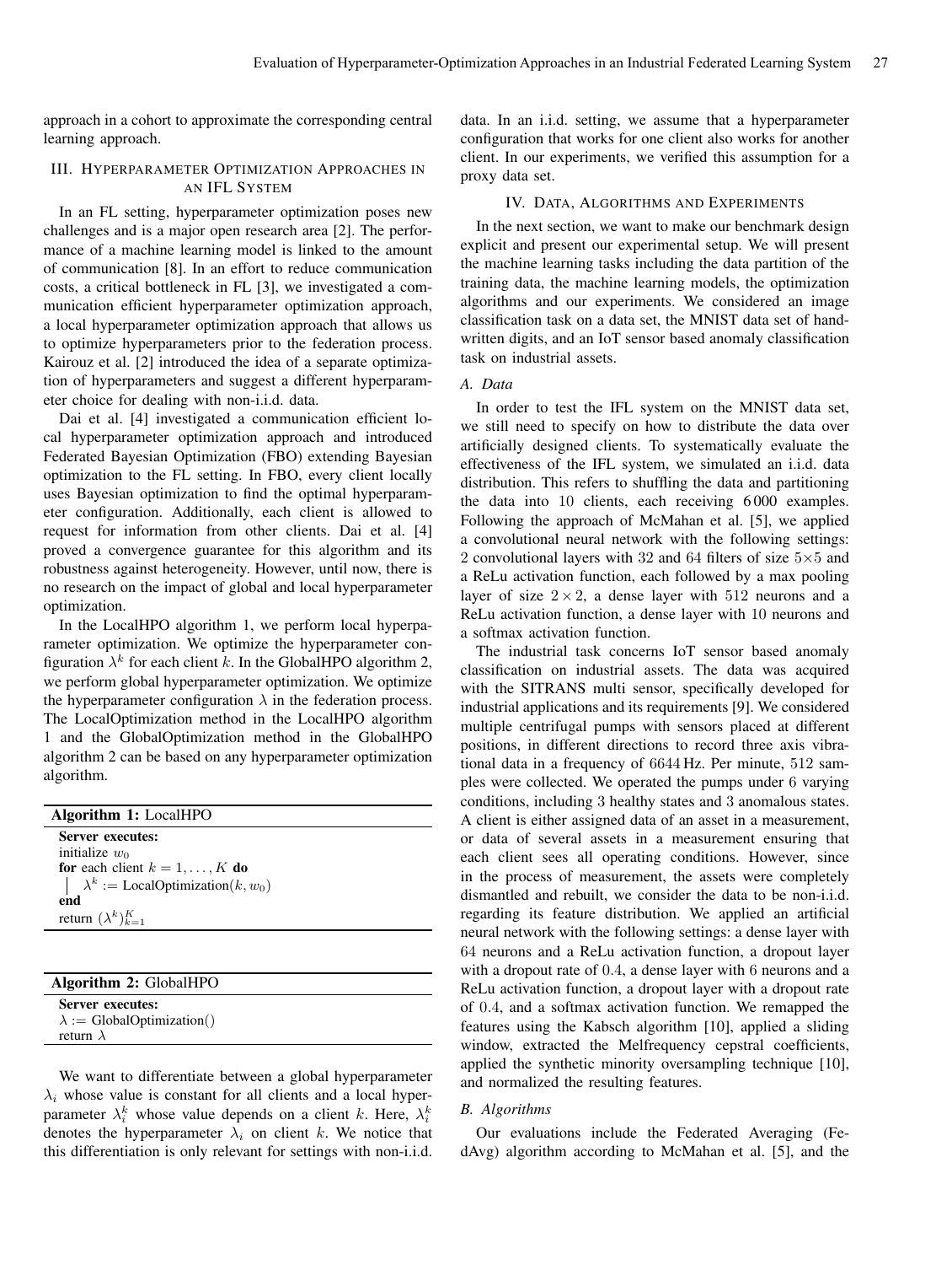approach in a cohort to approximate the corresponding central learning approach.

## III. Hyperparameter Optimization Approaches in an IFL System

In an FL setting, hyperparameter optimization poses new challenges and is a major open research area [2]. The performance of a machine learning model is linked to the amount of communication [8]. In an effort to reduce communication costs, a critical bottleneck in FL [3], we investigated a communication efficient hyperparameter optimization approach, a local hyperparameter optimization approach that allows us to optimize hyperparameters prior to the federation process. Kairouz et al. [2] introduced the idea of a separate optimization of hyperparameters and suggest a different hyperparameter choice for dealing with non-i.i.d. data.

Dai et al. [4] investigated a communication efficient local hyperparameter optimization approach and introduced Federated Bayesian Optimization (FBO) extending Bayesian optimization to the FL setting. In FBO, every client locally uses Bayesian optimization to find the optimal hyperparameter configuration. Additionally, each client is allowed to request for information from other clients. Dai et al. [4] proved a convergence guarantee for this algorithm and its robustness against heterogeneity. However, until now, there is no research on the impact of global and local hyperparameter optimization.

In the LocalHPO algorithm 1, we perform local hyperparameter optimization. We optimize the hyperparameter configuration $\lambda^k$ for each client $k$. In the GlobalHPO algorithm 2, we perform global hyperparameter optimization. We optimize the hyperparameter configuration $\lambda$ in the federation process. The LocalOptimization method in the LocalHPO algorithm 1 and the GlobalOptimization method in the GlobalHPO algorithm 2 can be based on any hyperparameter optimization algorithm.

**Algorithm 1:** LocalHPO

```
Server executes:
initialize w_0
for each client k = 1, ..., K do
    λ^k := LocalOptimization(k, w_0)
end
return (λ^k)_{k=1}^K
```

**Algorithm 2:** GlobalHPO

```
Server executes:
λ := GlobalOptimization()
return λ
```

We want to differentiate between a global hyperparameter $\lambda_i$ whose value is constant for all clients and a local hyperparameter $\lambda_i^k$ whose value depends on a client $k$. Here, $\lambda_i^k$ denotes the hyperparameter $\lambda_i$ on client $k$. We notice that this differentiation is only relevant for settings with non-i.i.d. data. In an i.i.d. setting, we assume that a hyperparameter configuration that works for one client also works for another client. In our experiments, we verified this assumption for a proxy data set.

## IV. Data, Algorithms and Experiments

In the next section, we want to make our benchmark design explicit and present our experimental setup. We will present the machine learning tasks including the data partition of the training data, the machine learning models, the optimization algorithms and our experiments. We considered an image classification task on a data set, the MNIST data set of handwritten digits, and an IoT sensor based anomaly classification task on industrial assets.

### *A. Data*

In order to test the IFL system on the MNIST data set, we still need to specify on how to distribute the data over artificially designed clients. To systematically evaluate the effectiveness of the IFL system, we simulated an i.i.d. data distribution. This refers to shuffling the data and partitioning the data into 10 clients, each receiving 6 000 examples. Following the approach of McMahan et al. [5], we applied a convolutional neural network with the following settings: 2 convolutional layers with 32 and 64 filters of size $5 \times 5$ and a ReLu activation function, each followed by a max pooling layer of size $2 \times 2$, a dense layer with 512 neurons and a ReLu activation function, a dense layer with 10 neurons and a softmax activation function.

The industrial task concerns IoT sensor based anomaly classification on industrial assets. The data was acquired with the SITRANS multi sensor, specifically developed for industrial applications and its requirements [9]. We considered multiple centrifugal pumps with sensors placed at different positions, in different directions to record three axis vibrational data in a frequency of 6644 Hz. Per minute, 512 samples were collected. We operated the pumps under 6 varying conditions, including 3 healthy states and 3 anomalous states. A client is either assigned data of an asset in a measurement, or data of several assets in a measurement ensuring that each client sees all operating conditions. However, since in the process of measurement, the assets were completely dismantled and rebuilt, we consider the data to be non-i.i.d. regarding its feature distribution. We applied an artificial neural network with the following settings: a dense layer with 64 neurons and a ReLu activation function, a dropout layer with a dropout rate of 0.4, a dense layer with 6 neurons and a ReLu activation function, a dropout layer with a dropout rate of 0.4, and a softmax activation function. We remapped the features using the Kabsch algorithm [10], applied a sliding window, extracted the Melfrequency cepstral coefficients, applied the synthetic minority oversampling technique [10], and normalized the resulting features.

### *B. Algorithms*

Our evaluations include the Federated Averaging (FedAvg) algorithm according to McMahan et al. [5], and the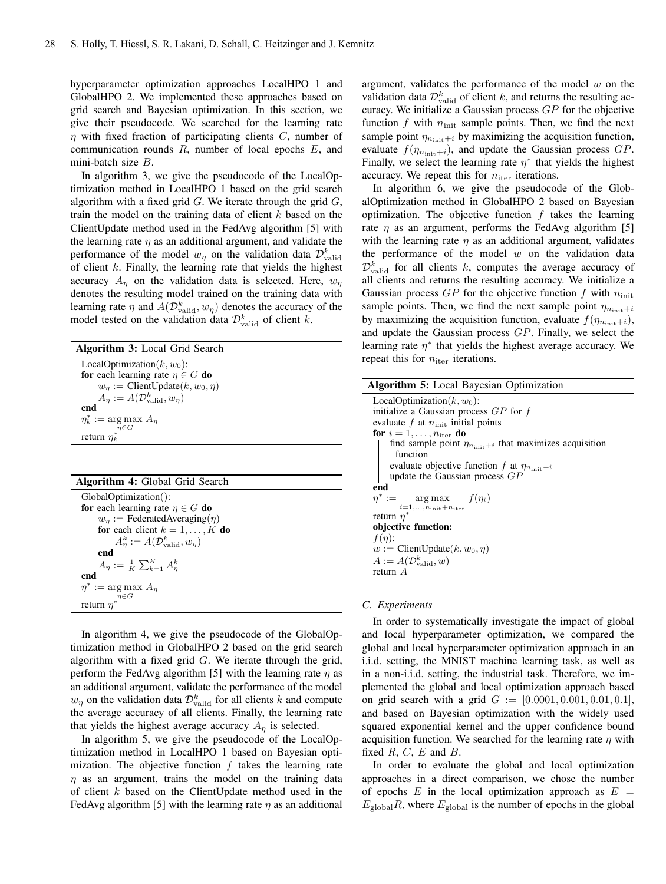hyperparameter optimization approaches LocalHPO 1 and GlobalHPO 2. We implemented these approaches based on grid search and Bayesian optimization. In this section, we give their pseudocode. We searched for the learning rate $\eta$ with fixed fraction of participating clients $C$, number of communication rounds $R$, number of local epochs $E$, and mini-batch size $B$.

In algorithm 3, we give the pseudocode of the LocalOptimization method in LocalHPO 1 based on the grid search algorithm with a fixed grid $G$. We iterate through the grid $G$, train the model on the training data of client $k$ based on the ClientUpdate method used in the FedAvg algorithm [5] with the learning rate $\eta$ as an additional argument, and validate the performance of the model $w_\eta$ on the validation data $\mathcal{D}^k_{\text{valid}}$ of client $k$. Finally, the learning rate that yields the highest accuracy $A_\eta$ on the validation data is selected. Here, $w_\eta$ denotes the resulting model trained on the training data with learning rate $\eta$ and $A(\mathcal{D}^k_{\text{valid}}, w_\eta)$ denotes the accuracy of the model tested on the validation data $\mathcal{D}^k_{\text{valid}}$ of client $k$.

**Algorithm 3:** Local Grid Search

```
LocalOptimization(k, w_0):
for each learning rate η ∈ G do
    w_η := ClientUpdate(k, w_0, η)
    A_η := A(D^k_valid, w_η)
end
η*_k := argmax_{η∈G} A_η
return η*_k
```

**Algorithm 4:** Global Grid Search

```
GlobalOptimization():
for each learning rate η ∈ G do
    w_η := FederatedAveraging(η)
    for each client k = 1, ..., K do
        A^k_η := A(D^k_valid, w_η)
    end
    A_η := (1/K) Σ_{k=1}^{K} A^k_η
end
η* := argmax_{η∈G} A_η
return η*
```

In algorithm 4, we give the pseudocode of the GlobalOptimization method in GlobalHPO 2 based on the grid search algorithm with a fixed grid $G$. We iterate through the grid, perform the FedAvg algorithm [5] with the learning rate $\eta$ as an additional argument, validate the performance of the model $w_\eta$ on the validation data $\mathcal{D}^k_{\text{valid}}$ for all clients $k$ and compute the average accuracy of all clients. Finally, the learning rate that yields the highest average accuracy $A_\eta$ is selected.

In algorithm 5, we give the pseudocode of the LocalOptimization method in LocalHPO 1 based on Bayesian optimization. The objective function $f$ takes the learning rate $\eta$ as an argument, trains the model on the training data of client $k$ based on the ClientUpdate method used in the FedAvg algorithm [5] with the learning rate $\eta$ as an additional argument, validates the performance of the model $w$ on the validation data $\mathcal{D}^k_{\text{valid}}$ of client $k$, and returns the resulting accuracy. We initialize a Gaussian process $GP$ for the objective function $f$ with $n_{\text{init}}$ sample points. Then, we find the next sample point $\eta_{n_{\text{init}}+i}$ by maximizing the acquisition function, evaluate $f(\eta_{n_{\text{init}}+i})$, and update the Gaussian process $GP$. Finally, we select the learning rate $\eta^*$ that yields the highest accuracy. We repeat this for $n_{\text{iter}}$ iterations.

In algorithm 6, we give the pseudocode of the GlobalOptimization method in GlobalHPO 2 based on Bayesian optimization. The objective function $f$ takes the learning rate $\eta$ as an argument, performs the FedAvg algorithm [5] with the learning rate $\eta$ as an additional argument, validates the performance of the model $w$ on the validation data $\mathcal{D}^k_{\text{valid}}$ for all clients $k$, computes the average accuracy of all clients and returns the resulting accuracy. We initialize a Gaussian process $GP$ for the objective function $f$ with $n_{\text{init}}$ sample points. Then, we find the next sample point $\eta_{n_{\text{init}}+i}$ by maximizing the acquisition function, evaluate $f(\eta_{n_{\text{init}}+i})$, and update the Gaussian process $GP$. Finally, we select the learning rate $\eta^*$ that yields the highest average accuracy. We repeat this for $n_{\text{iter}}$ iterations.

**Algorithm 5:** Local Bayesian Optimization

```
LocalOptimization(k, w_0):
initialize a Gaussian process GP for f
evaluate f at n_init initial points
for i = 1, ..., n_iter do
    find sample point η_{n_init+i} that maximizes acquisition
      function
    evaluate objective function f at η_{n_init+i}
    update the Gaussian process GP
end
η* := argmax_{i=1,...,n_init+n_iter} f(η_i)
return η*
objective function:
f(η):
w := ClientUpdate(k, w_0, η)
A := A(D^k_valid, w)
return A
```

### C. Experiments

In order to systematically investigate the impact of global and local hyperparameter optimization, we compared the global and local hyperparameter optimization approach in an i.i.d. setting, the MNIST machine learning task, as well as in a non-i.i.d. setting, the industrial task. Therefore, we implemented the global and local optimization approach based on grid search with a grid $G := [0.0001, 0.001, 0.01, 0.1]$, and based on Bayesian optimization with the widely used squared exponential kernel and the upper confidence bound acquisition function. We searched for the learning rate $\eta$ with fixed $R$, $C$, $E$ and $B$.

In order to evaluate the global and local optimization approaches in a direct comparison, we chose the number of epochs $E$ in the local optimization approach as $E = E_{\text{global}}R$, where $E_{\text{global}}$ is the number of epochs in the global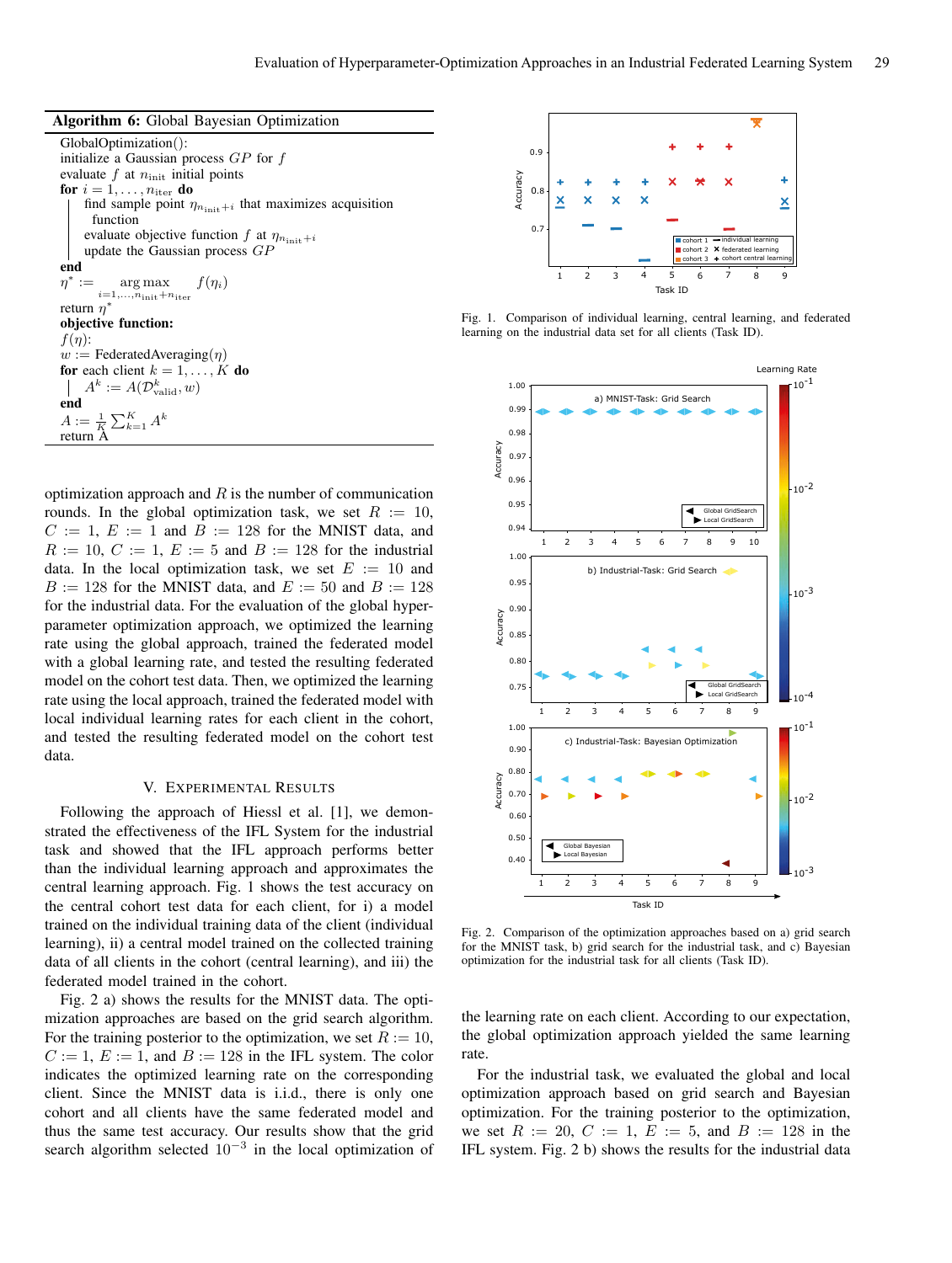**Algorithm 6:** Global Bayesian Optimization

GlobalOptimization():
initialize a Gaussian process $GP$ for $f$
evaluate $f$ at $n_{\text{init}}$ initial points
**for** $i = 1, \ldots, n_{\text{iter}}$ **do**
  find sample point $\eta_{n_{\text{init}}+i}$ that maximizes acquisition function
  evaluate objective function $f$ at $\eta_{n_{\text{init}}+i}$
  update the Gaussian process $GP$
**end**
$\eta^* := \underset{i=1,\ldots,n_{\text{init}}+n_{\text{iter}}}{\arg\max} f(\eta_i)$
return $\eta^*$
**objective function:**
$f(\eta)$:
$w :=$ FederatedAveraging$(\eta)$
**for** each client $k = 1, \ldots, K$ **do**
  $A^k := A(\mathcal{D}^k_{\text{valid}}, w)$
**end**
$A := \frac{1}{K} \sum_{k=1}^{K} A^k$
return A

optimization approach and $R$ is the number of communication rounds. In the global optimization task, we set $R := 10$, $C := 1$, $E := 1$ and $B := 128$ for the MNIST data, and $R := 10$, $C := 1$, $E := 5$ and $B := 128$ for the industrial data. In the local optimization task, we set $E := 10$ and $B := 128$ for the MNIST data, and $E := 50$ and $B := 128$ for the industrial data. For the evaluation of the global hyperparameter optimization approach, we optimized the learning rate using the global approach, trained the federated model with a global learning rate, and tested the resulting federated model on the cohort test data. Then, we optimized the learning rate using the local approach, trained the federated model with local individual learning rates for each client in the cohort, and tested the resulting federated model on the cohort test data.

## V. Experimental Results

Following the approach of Hiessl et al. [1], we demonstrated the effectiveness of the IFL System for the industrial task and showed that the IFL approach performs better than the individual learning approach and approximates the central learning approach. Fig. 1 shows the test accuracy on the central cohort test data for each client, for i) a model trained on the individual training data of the client (individual learning), ii) a central model trained on the collected training data of all clients in the cohort (central learning), and iii) the federated model trained in the cohort.

Fig. 2 a) shows the results for the MNIST data. The optimization approaches are based on the grid search algorithm. For the training posterior to the optimization, we set $R := 10$, $C := 1$, $E := 1$, and $B := 128$ in the IFL system. The color indicates the optimized learning rate on the corresponding client. Since the MNIST data is i.i.d., there is only one cohort and all clients have the same federated model and thus the same test accuracy. Our results show that the grid search algorithm selected $10^{-3}$ in the local optimization of the learning rate on each client. According to our expectation, the global optimization approach yielded the same learning rate.

For the industrial task, we evaluated the global and local optimization approach based on grid search and Bayesian optimization. For the training posterior to the optimization, we set $R := 20$, $C := 1$, $E := 5$, and $B := 128$ in the IFL system. Fig. 2 b) shows the results for the industrial data

Fig. 1. Comparison of individual learning, central learning, and federated learning on the industrial data set for all clients (Task ID).

Fig. 2. Comparison of the optimization approaches based on a) grid search for the MNIST task, b) grid search for the industrial task, and c) Bayesian optimization for the industrial task for all clients (Task ID).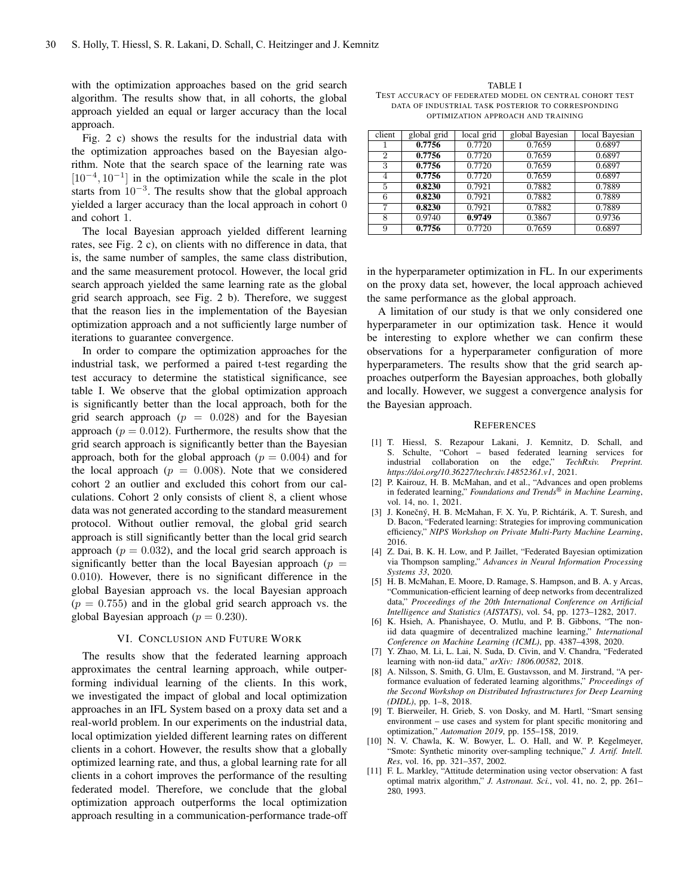with the optimization approaches based on the grid search algorithm. The results show that, in all cohorts, the global approach yielded an equal or larger accuracy than the local approach.

Fig. 2 c) shows the results for the industrial data with the optimization approaches based on the Bayesian algorithm. Note that the search space of the learning rate was $[10^{-4}, 10^{-1}]$ in the optimization while the scale in the plot starts from $10^{-3}$. The results show that the global approach yielded a larger accuracy than the local approach in cohort 0 and cohort 1.

The local Bayesian approach yielded different learning rates, see Fig. 2 c), on clients with no difference in data, that is, the same number of samples, the same class distribution, and the same measurement protocol. However, the local grid search approach yielded the same learning rate as the global grid search approach, see Fig. 2 b). Therefore, we suggest that the reason lies in the implementation of the Bayesian optimization approach and a not sufficiently large number of iterations to guarantee convergence.

In order to compare the optimization approaches for the industrial task, we performed a paired t-test regarding the test accuracy to determine the statistical significance, see table I. We observe that the global optimization approach is significantly better than the local approach, both for the grid search approach ($p = 0.028$) and for the Bayesian approach ($p = 0.012$). Furthermore, the results show that the grid search approach is significantly better than the Bayesian approach, both for the global approach ($p = 0.004$) and for the local approach ($p = 0.008$). Note that we considered cohort 2 an outlier and excluded this cohort from our calculations. Cohort 2 only consists of client 8, a client whose data was not generated according to the standard measurement protocol. Without outlier removal, the global grid search approach is still significantly better than the local grid search approach ($p = 0.032$), and the local grid search approach is significantly better than the local Bayesian approach ($p = 0.010$). However, there is no significant difference in the global Bayesian approach vs. the local Bayesian approach ($p = 0.755$) and in the global grid search approach vs. the global Bayesian approach ($p = 0.230$).

TABLE I
TEST ACCURACY OF FEDERATED MODEL ON CENTRAL COHORT TEST DATA OF INDUSTRIAL TASK POSTERIOR TO CORRESPONDING OPTIMIZATION APPROACH AND TRAINING

| client | global grid | local grid | global Bayesian | local Bayesian |
|---|---|---|---|---|
| 1 | **0.7756** | 0.7720 | 0.7659 | 0.6897 |
| 2 | **0.7756** | 0.7720 | 0.7659 | 0.6897 |
| 3 | **0.7756** | 0.7720 | 0.7659 | 0.6897 |
| 4 | **0.7756** | 0.7720 | 0.7659 | 0.6897 |
| 5 | **0.8230** | 0.7921 | 0.7882 | 0.7889 |
| 6 | **0.8230** | 0.7921 | 0.7882 | 0.7889 |
| 7 | **0.8230** | 0.7921 | 0.7882 | 0.7889 |
| 8 | 0.9740 | **0.9749** | 0.3867 | 0.9736 |
| 9 | **0.7756** | 0.7720 | 0.7659 | 0.6897 |

## VI. Conclusion and Future Work

The results show that the federated learning approach approximates the central learning approach, while outperforming individual learning of the clients. In this work, we investigated the impact of global and local optimization approaches in an IFL System based on a proxy data set and a real-world problem. In our experiments on the industrial data, local optimization yielded different learning rates on different clients in a cohort. However, the results show that a globally optimized learning rate, and thus, a global learning rate for all clients in a cohort improves the performance of the resulting federated model. Therefore, we conclude that the global optimization approach outperforms the local optimization approach resulting in a communication-performance trade-off in the hyperparameter optimization in FL. In our experiments on the proxy data set, however, the local approach achieved the same performance as the global approach.

A limitation of our study is that we only considered one hyperparameter in our optimization task. Hence it would be interesting to explore whether we can confirm these observations for a hyperparameter configuration of more hyperparameters. The results show that the grid search approaches outperform the Bayesian approaches, both globally and locally. However, we suggest a convergence analysis for the Bayesian approach.

## References

[1] T. Hiessl, S. Rezapour Lakani, J. Kemnitz, D. Schall, and S. Schulte, "Cohort – based federated learning services for industrial collaboration on the edge," *TechRxiv. Preprint. https://doi.org/10.36227/techrxiv.14852361.v1*, 2021.

[2] P. Kairouz, H. B. McMahan, and et al., "Advances and open problems in federated learning," *Foundations and Trends® in Machine Learning*, vol. 14, no. 1, 2021.

[3] J. Konečný, H. B. McMahan, F. X. Yu, P. Richtárik, A. T. Suresh, and D. Bacon, "Federated learning: Strategies for improving communication efficiency," *NIPS Workshop on Private Multi-Party Machine Learning*, 2016.

[4] Z. Dai, B. K. H. Low, and P. Jaillet, "Federated Bayesian optimization via Thompson sampling," *Advances in Neural Information Processing Systems 33*, 2020.

[5] H. B. McMahan, E. Moore, D. Ramage, S. Hampson, and B. A. y Arcas, "Communication-efficient learning of deep networks from decentralized data," *Proceedings of the 20th International Conference on Artificial Intelligence and Statistics (AISTATS)*, vol. 54, pp. 1273–1282, 2017.

[6] K. Hsieh, A. Phanishayee, O. Mutlu, and P. B. Gibbons, "The non-iid data quagmire of decentralized machine learning," *International Conference on Machine Learning (ICML)*, pp. 4387–4398, 2020.

[7] Y. Zhao, M. Li, L. Lai, N. Suda, D. Civin, and V. Chandra, "Federated learning with non-iid data," *arXiv: 1806.00582*, 2018.

[8] A. Nilsson, S. Smith, G. Ulm, E. Gustavsson, and M. Jirstrand, "A performance evaluation of federated learning algorithms," *Proceedings of the Second Workshop on Distributed Infrastructures for Deep Learning (DIDL)*, pp. 1–8, 2018.

[9] T. Bierweiler, H. Grieb, S. von Dosky, and M. Hartl, "Smart sensing environment – use cases and system for plant specific monitoring and optimization," *Automation 2019*, pp. 155–158, 2019.

[10] N. V. Chawla, K. W. Bowyer, L. O. Hall, and W. P. Kegelmeyer, "Smote: Synthetic minority over-sampling technique," *J. Artif. Intell. Res*, vol. 16, pp. 321–357, 2002.

[11] F. L. Markley, "Attitude determination using vector observation: A fast optimal matrix algorithm," *J. Astronaut. Sci.*, vol. 41, no. 2, pp. 261–280, 1993.